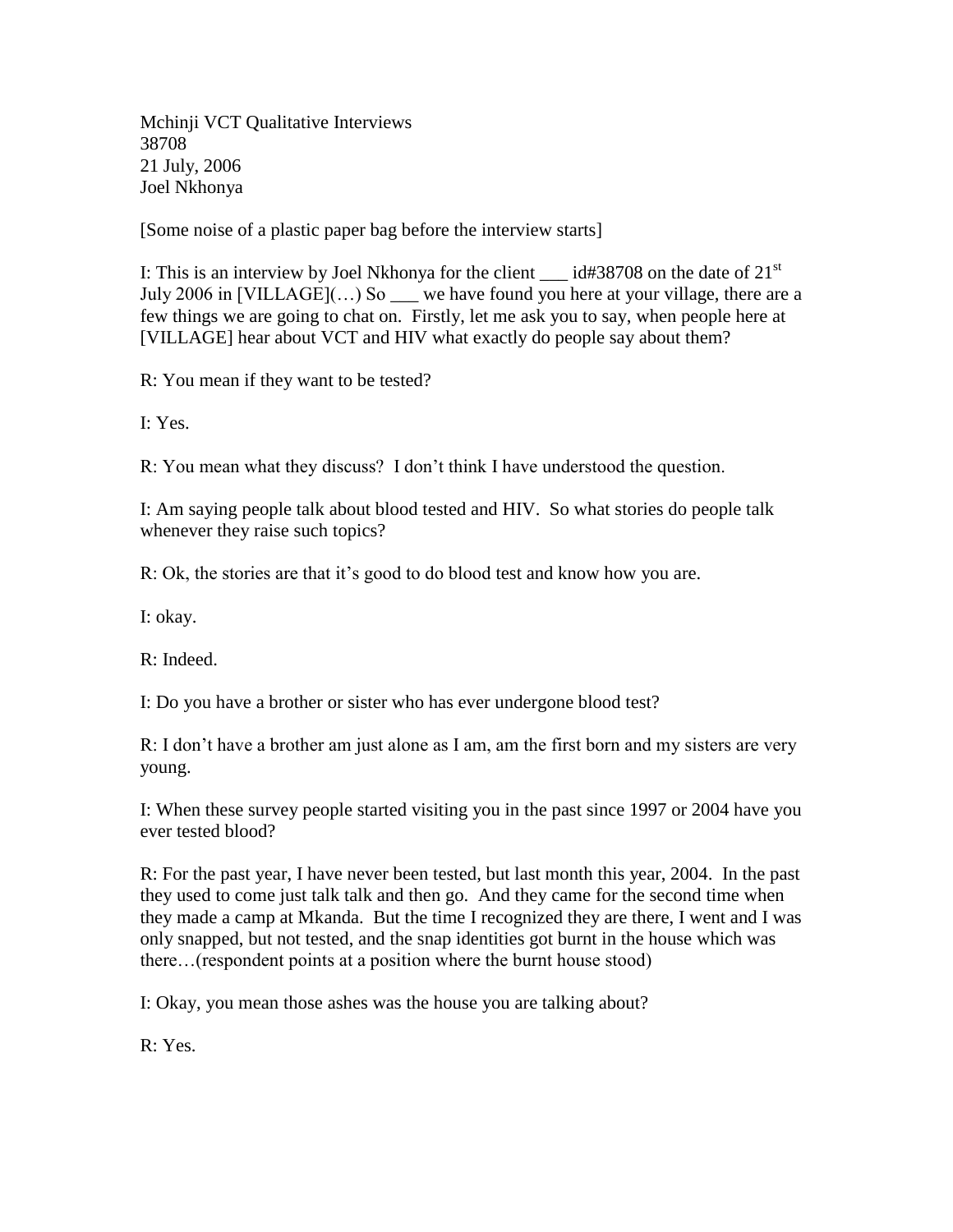Mchinji VCT Qualitative Interviews
38708
21 July, 2006
Joel Nkhonya

[Some noise of a plastic paper bag before the interview starts]

I: This is an interview by Joel Nkhonya for the client ___ id#38708 on the date of 21st July 2006 in [VILLAGE](…) So ___ we have found you here at your village, there are a few things we are going to chat on. Firstly, let me ask you to say, when people here at [VILLAGE] hear about VCT and HIV what exactly do people say about them?

R: You mean if they want to be tested?

I: Yes.

R: You mean what they discuss? I don't think I have understood the question.

I: Am saying people talk about blood tested and HIV. So what stories do people talk whenever they raise such topics?

R: Ok, the stories are that it's good to do blood test and know how you are.

I: okay.

R: Indeed.

I: Do you have a brother or sister who has ever undergone blood test?

R: I don't have a brother am just alone as I am, am the first born and my sisters are very young.

I: When these survey people started visiting you in the past since 1997 or 2004 have you ever tested blood?

R: For the past year, I have never been tested, but last month this year, 2004. In the past they used to come just talk talk and then go. And they came for the second time when they made a camp at Mkanda. But the time I recognized they are there, I went and I was only snapped, but not tested, and the snap identities got burnt in the house which was there…(respondent points at a position where the burnt house stood)

I: Okay, you mean those ashes was the house you are talking about?

R: Yes.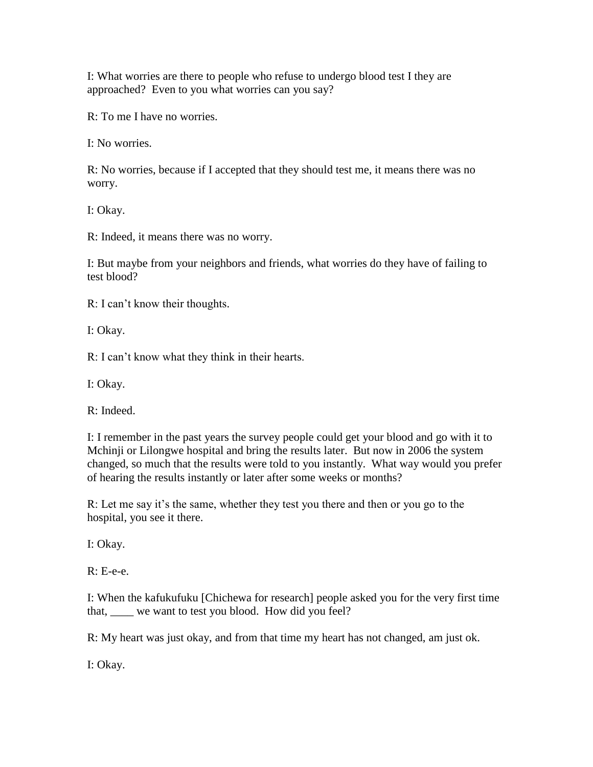I: What worries are there to people who refuse to undergo blood test I they are approached? Even to you what worries can you say?

R: To me I have no worries.

I: No worries.

R: No worries, because if I accepted that they should test me, it means there was no worry.

I: Okay.

R: Indeed, it means there was no worry.

I: But maybe from your neighbors and friends, what worries do they have of failing to test blood?

R: I can't know their thoughts.

I: Okay.

R: I can't know what they think in their hearts.

I: Okay.

R: Indeed.

I: I remember in the past years the survey people could get your blood and go with it to Mchinji or Lilongwe hospital and bring the results later. But now in 2006 the system changed, so much that the results were told to you instantly. What way would you prefer of hearing the results instantly or later after some weeks or months?

R: Let me say it's the same, whether they test you there and then or you go to the hospital, you see it there.

I: Okay.

R: E-e-e.

I: When the kafukufuku [Chichewa for research] people asked you for the very first time that, ____ we want to test you blood. How did you feel?

R: My heart was just okay, and from that time my heart has not changed, am just ok.

I: Okay.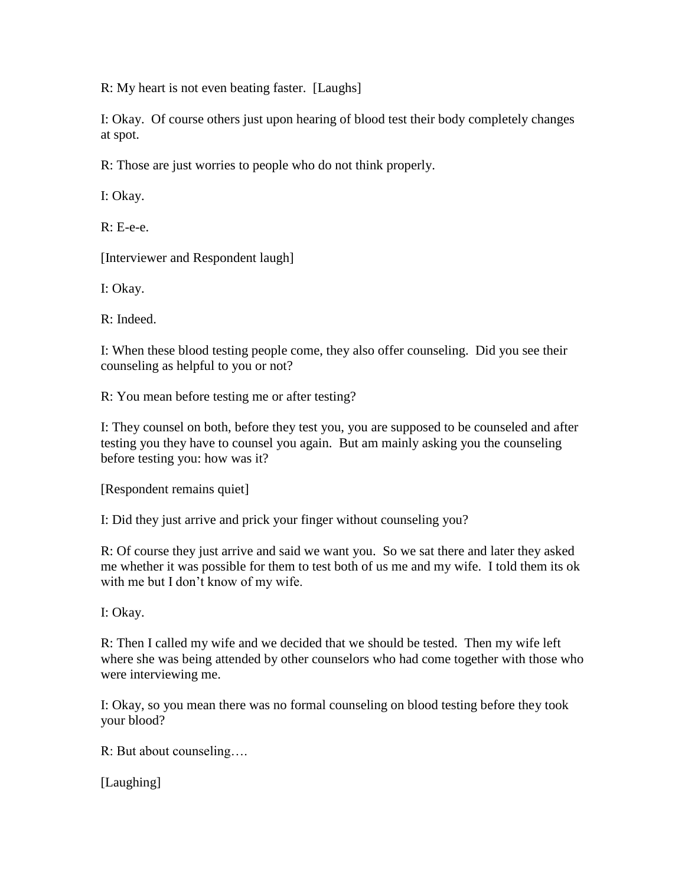R: My heart is not even beating faster. [Laughs]

I: Okay. Of course others just upon hearing of blood test their body completely changes at spot.

R: Those are just worries to people who do not think properly.

I: Okay.

R: E-e-e.

[Interviewer and Respondent laugh]

I: Okay.

R: Indeed.

I: When these blood testing people come, they also offer counseling. Did you see their counseling as helpful to you or not?

R: You mean before testing me or after testing?

I: They counsel on both, before they test you, you are supposed to be counseled and after testing you they have to counsel you again. But am mainly asking you the counseling before testing you: how was it?

[Respondent remains quiet]

I: Did they just arrive and prick your finger without counseling you?

R: Of course they just arrive and said we want you. So we sat there and later they asked me whether it was possible for them to test both of us me and my wife. I told them its ok with me but I don't know of my wife.

I: Okay.

R: Then I called my wife and we decided that we should be tested. Then my wife left where she was being attended by other counselors who had come together with those who were interviewing me.

I: Okay, so you mean there was no formal counseling on blood testing before they took your blood?

R: But about counseling….

[Laughing]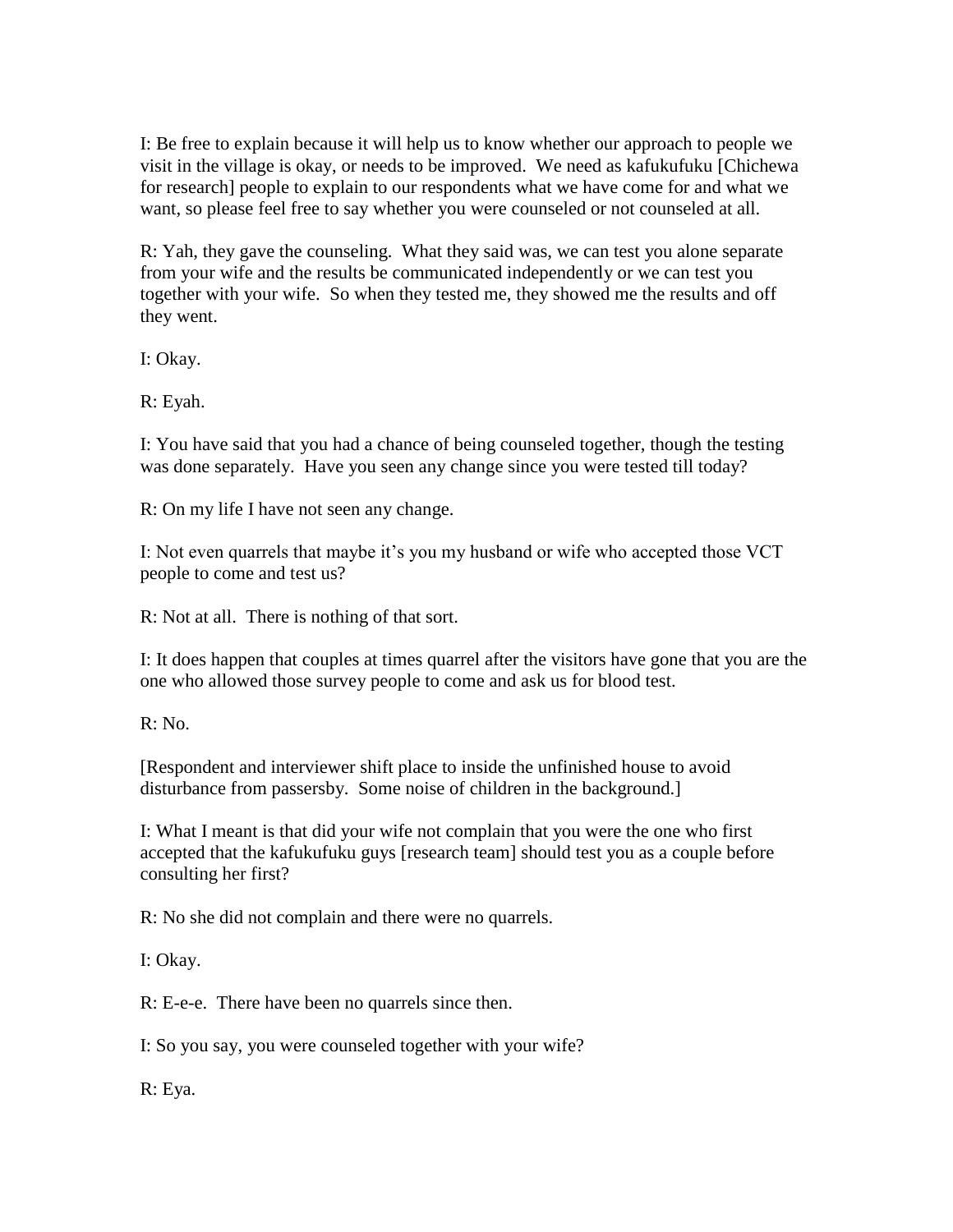I: Be free to explain because it will help us to know whether our approach to people we visit in the village is okay, or needs to be improved. We need as kafukufuku [Chichewa for research] people to explain to our respondents what we have come for and what we want, so please feel free to say whether you were counseled or not counseled at all.

R: Yah, they gave the counseling. What they said was, we can test you alone separate from your wife and the results be communicated independently or we can test you together with your wife. So when they tested me, they showed me the results and off they went.

I: Okay.

R: Eyah.

I: You have said that you had a chance of being counseled together, though the testing was done separately. Have you seen any change since you were tested till today?

R: On my life I have not seen any change.

I: Not even quarrels that maybe it's you my husband or wife who accepted those VCT people to come and test us?

R: Not at all. There is nothing of that sort.

I: It does happen that couples at times quarrel after the visitors have gone that you are the one who allowed those survey people to come and ask us for blood test.

R: No.

[Respondent and interviewer shift place to inside the unfinished house to avoid disturbance from passersby. Some noise of children in the background.]

I: What I meant is that did your wife not complain that you were the one who first accepted that the kafukufuku guys [research team] should test you as a couple before consulting her first?

R: No she did not complain and there were no quarrels.

I: Okay.

R: E-e-e. There have been no quarrels since then.

I: So you say, you were counseled together with your wife?

R: Eya.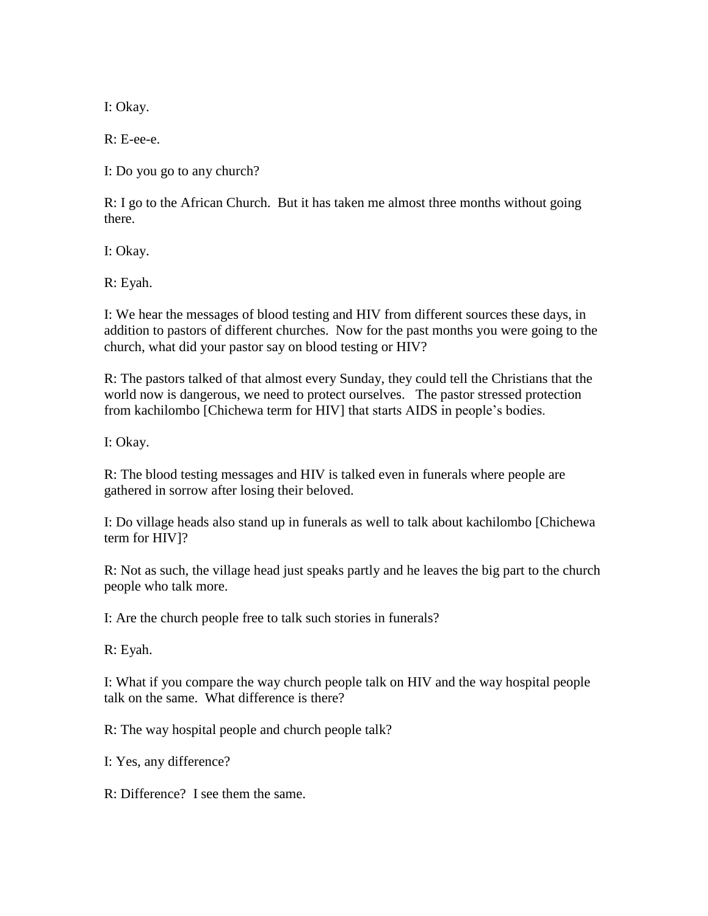I: Okay.

R: E-ee-e.

I: Do you go to any church?

R: I go to the African Church. But it has taken me almost three months without going there.

I: Okay.

R: Eyah.

I: We hear the messages of blood testing and HIV from different sources these days, in addition to pastors of different churches. Now for the past months you were going to the church, what did your pastor say on blood testing or HIV?

R: The pastors talked of that almost every Sunday, they could tell the Christians that the world now is dangerous, we need to protect ourselves. The pastor stressed protection from kachilombo [Chichewa term for HIV] that starts AIDS in people's bodies.

I: Okay.

R: The blood testing messages and HIV is talked even in funerals where people are gathered in sorrow after losing their beloved.

I: Do village heads also stand up in funerals as well to talk about kachilombo [Chichewa term for HIV]?

R: Not as such, the village head just speaks partly and he leaves the big part to the church people who talk more.

I: Are the church people free to talk such stories in funerals?

R: Eyah.

I: What if you compare the way church people talk on HIV and the way hospital people talk on the same. What difference is there?

R: The way hospital people and church people talk?

I: Yes, any difference?

R: Difference? I see them the same.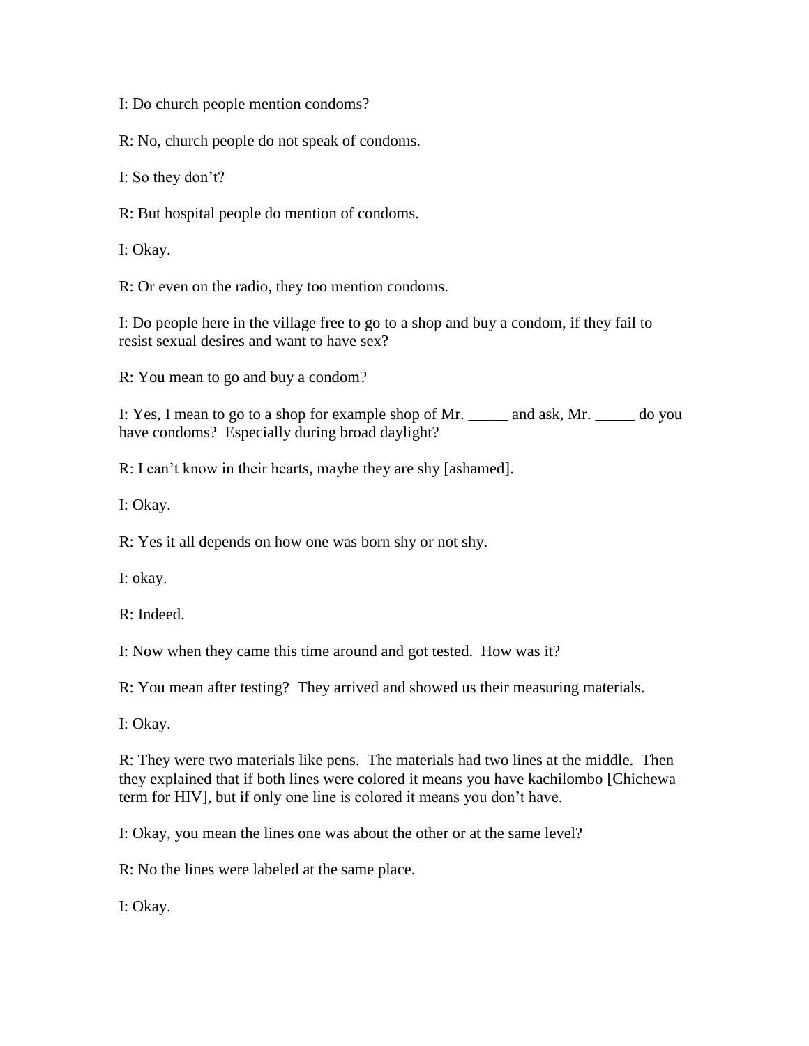I: Do church people mention condoms?

R: No, church people do not speak of condoms.

I: So they don't?

R: But hospital people do mention of condoms.

I: Okay.

R: Or even on the radio, they too mention condoms.

I: Do people here in the village free to go to a shop and buy a condom, if they fail to resist sexual desires and want to have sex?

R: You mean to go and buy a condom?

I: Yes, I mean to go to a shop for example shop of Mr. _____ and ask, Mr. _____ do you have condoms? Especially during broad daylight?

R: I can't know in their hearts, maybe they are shy [ashamed].

I: Okay.

R: Yes it all depends on how one was born shy or not shy.

I: okay.

R: Indeed.

I: Now when they came this time around and got tested. How was it?

R: You mean after testing? They arrived and showed us their measuring materials.

I: Okay.

R: They were two materials like pens. The materials had two lines at the middle. Then they explained that if both lines were colored it means you have kachilombo [Chichewa term for HIV], but if only one line is colored it means you don't have.

I: Okay, you mean the lines one was about the other or at the same level?

R: No the lines were labeled at the same place.

I: Okay.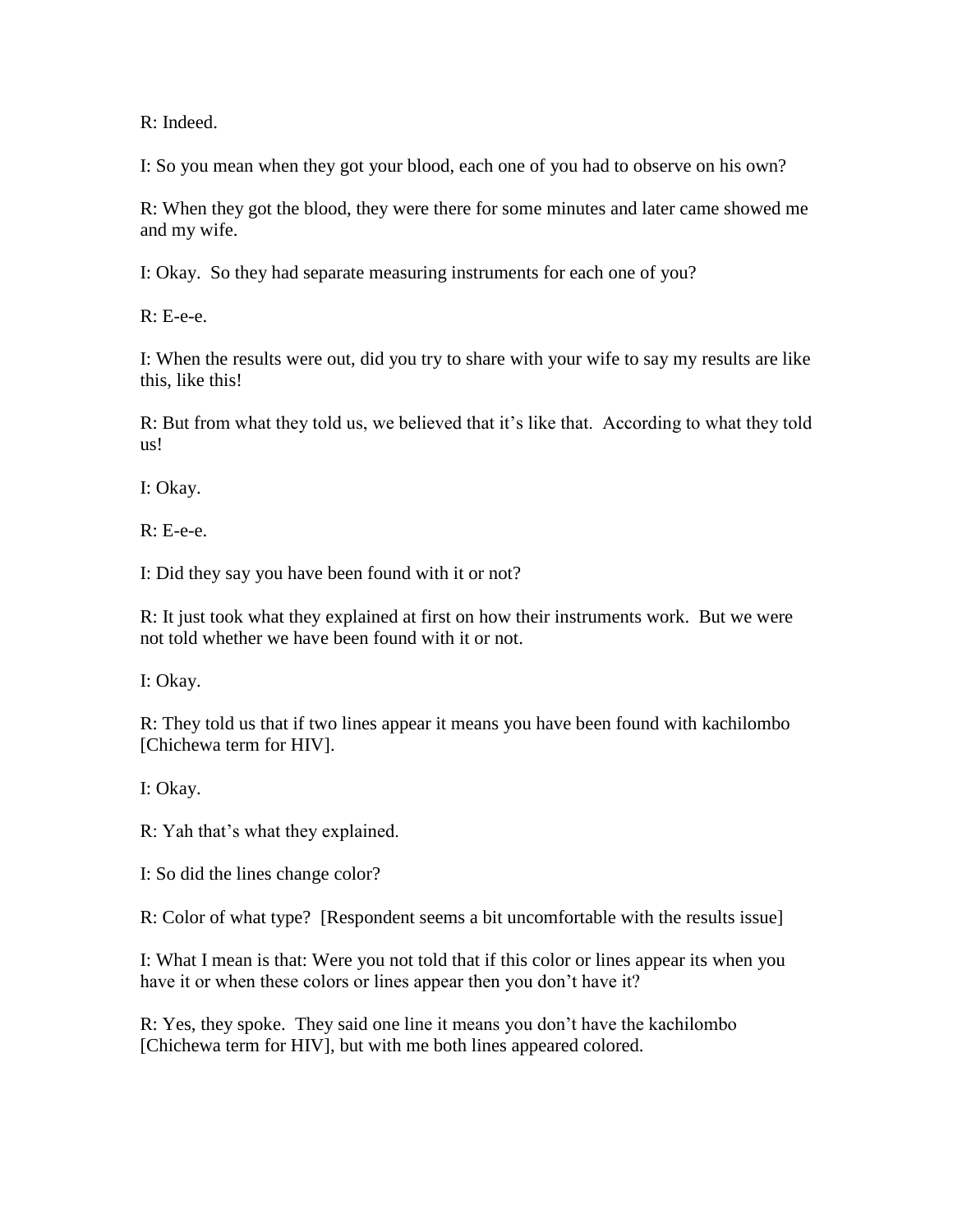R: Indeed.

I: So you mean when they got your blood, each one of you had to observe on his own?

R: When they got the blood, they were there for some minutes and later came showed me and my wife.

I: Okay. So they had separate measuring instruments for each one of you?

R: E-e-e.

I: When the results were out, did you try to share with your wife to say my results are like this, like this!

R: But from what they told us, we believed that it's like that. According to what they told us!

I: Okay.

R: E-e-e.

I: Did they say you have been found with it or not?

R: It just took what they explained at first on how their instruments work. But we were not told whether we have been found with it or not.

I: Okay.

R: They told us that if two lines appear it means you have been found with kachilombo [Chichewa term for HIV].

I: Okay.

R: Yah that's what they explained.

I: So did the lines change color?

R: Color of what type? [Respondent seems a bit uncomfortable with the results issue]

I: What I mean is that: Were you not told that if this color or lines appear its when you have it or when these colors or lines appear then you don't have it?

R: Yes, they spoke. They said one line it means you don't have the kachilombo [Chichewa term for HIV], but with me both lines appeared colored.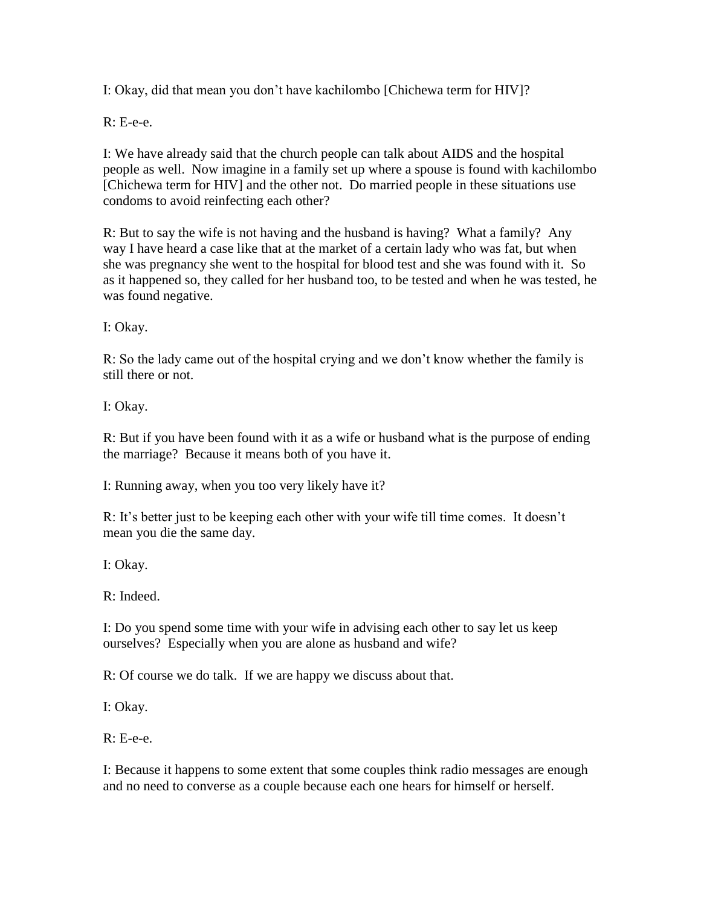I: Okay, did that mean you don't have kachilombo [Chichewa term for HIV]?

R: E-e-e.

I: We have already said that the church people can talk about AIDS and the hospital people as well. Now imagine in a family set up where a spouse is found with kachilombo [Chichewa term for HIV] and the other not. Do married people in these situations use condoms to avoid reinfecting each other?

R: But to say the wife is not having and the husband is having? What a family? Any way I have heard a case like that at the market of a certain lady who was fat, but when she was pregnancy she went to the hospital for blood test and she was found with it. So as it happened so, they called for her husband too, to be tested and when he was tested, he was found negative.

I: Okay.

R: So the lady came out of the hospital crying and we don't know whether the family is still there or not.

I: Okay.

R: But if you have been found with it as a wife or husband what is the purpose of ending the marriage? Because it means both of you have it.

I: Running away, when you too very likely have it?

R: It's better just to be keeping each other with your wife till time comes. It doesn't mean you die the same day.

I: Okay.

R: Indeed.

I: Do you spend some time with your wife in advising each other to say let us keep ourselves? Especially when you are alone as husband and wife?

R: Of course we do talk. If we are happy we discuss about that.

I: Okay.

R: E-e-e.

I: Because it happens to some extent that some couples think radio messages are enough and no need to converse as a couple because each one hears for himself or herself.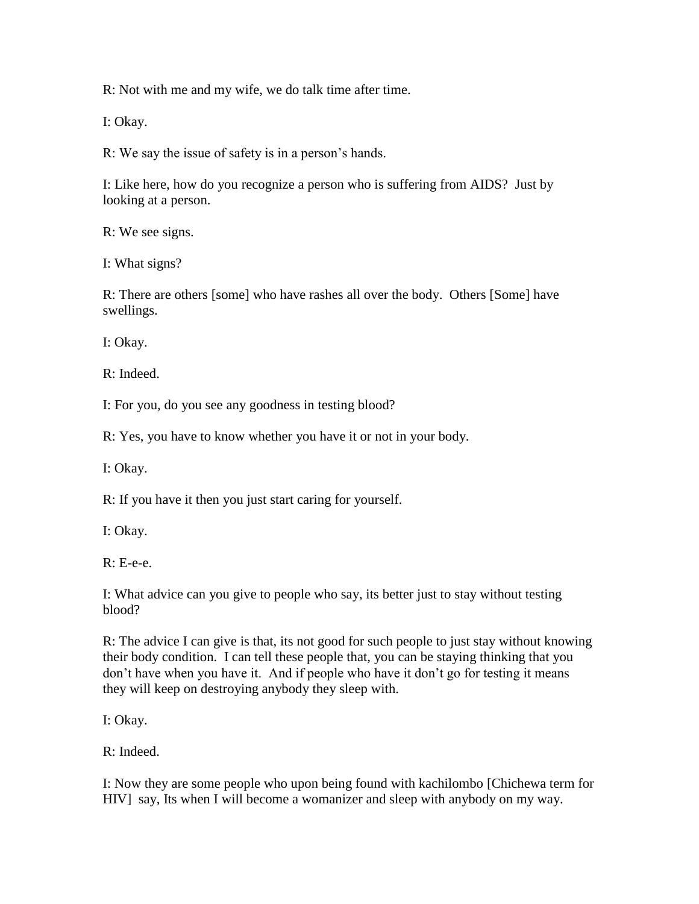R: Not with me and my wife, we do talk time after time.

I: Okay.

R: We say the issue of safety is in a person's hands.

I: Like here, how do you recognize a person who is suffering from AIDS? Just by looking at a person.

R: We see signs.

I: What signs?

R: There are others [some] who have rashes all over the body. Others [Some] have swellings.

I: Okay.

R: Indeed.

I: For you, do you see any goodness in testing blood?

R: Yes, you have to know whether you have it or not in your body.

I: Okay.

R: If you have it then you just start caring for yourself.

I: Okay.

R: E-e-e.

I: What advice can you give to people who say, its better just to stay without testing blood?

R: The advice I can give is that, its not good for such people to just stay without knowing their body condition. I can tell these people that, you can be staying thinking that you don't have when you have it. And if people who have it don't go for testing it means they will keep on destroying anybody they sleep with.

I: Okay.

R: Indeed.

I: Now they are some people who upon being found with kachilombo [Chichewa term for HIV] say, Its when I will become a womanizer and sleep with anybody on my way.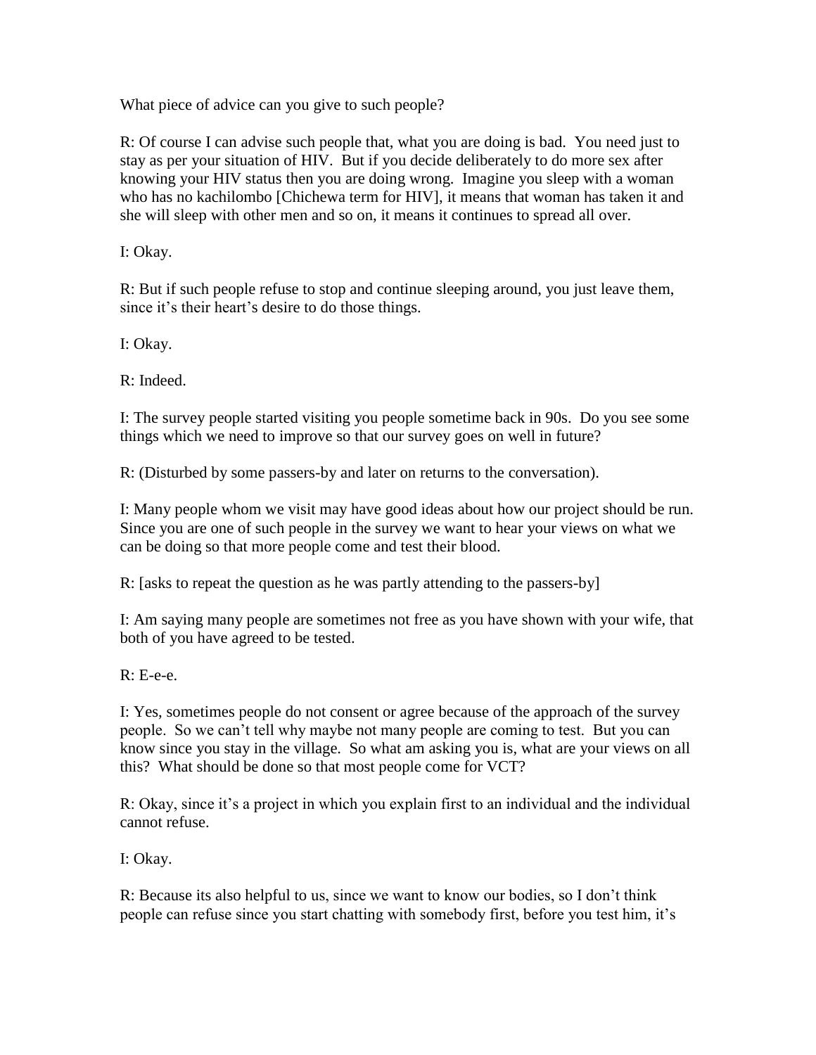What piece of advice can you give to such people?

R: Of course I can advise such people that, what you are doing is bad. You need just to stay as per your situation of HIV. But if you decide deliberately to do more sex after knowing your HIV status then you are doing wrong. Imagine you sleep with a woman who has no kachilombo [Chichewa term for HIV], it means that woman has taken it and she will sleep with other men and so on, it means it continues to spread all over.

I: Okay.

R: But if such people refuse to stop and continue sleeping around, you just leave them, since it's their heart's desire to do those things.

I: Okay.

R: Indeed.

I: The survey people started visiting you people sometime back in 90s. Do you see some things which we need to improve so that our survey goes on well in future?

R: (Disturbed by some passers-by and later on returns to the conversation).

I: Many people whom we visit may have good ideas about how our project should be run. Since you are one of such people in the survey we want to hear your views on what we can be doing so that more people come and test their blood.

R: [asks to repeat the question as he was partly attending to the passers-by]

I: Am saying many people are sometimes not free as you have shown with your wife, that both of you have agreed to be tested.

R: E-e-e.

I: Yes, sometimes people do not consent or agree because of the approach of the survey people. So we can't tell why maybe not many people are coming to test. But you can know since you stay in the village. So what am asking you is, what are your views on all this? What should be done so that most people come for VCT?

R: Okay, since it's a project in which you explain first to an individual and the individual cannot refuse.

I: Okay.

R: Because its also helpful to us, since we want to know our bodies, so I don't think people can refuse since you start chatting with somebody first, before you test him, it's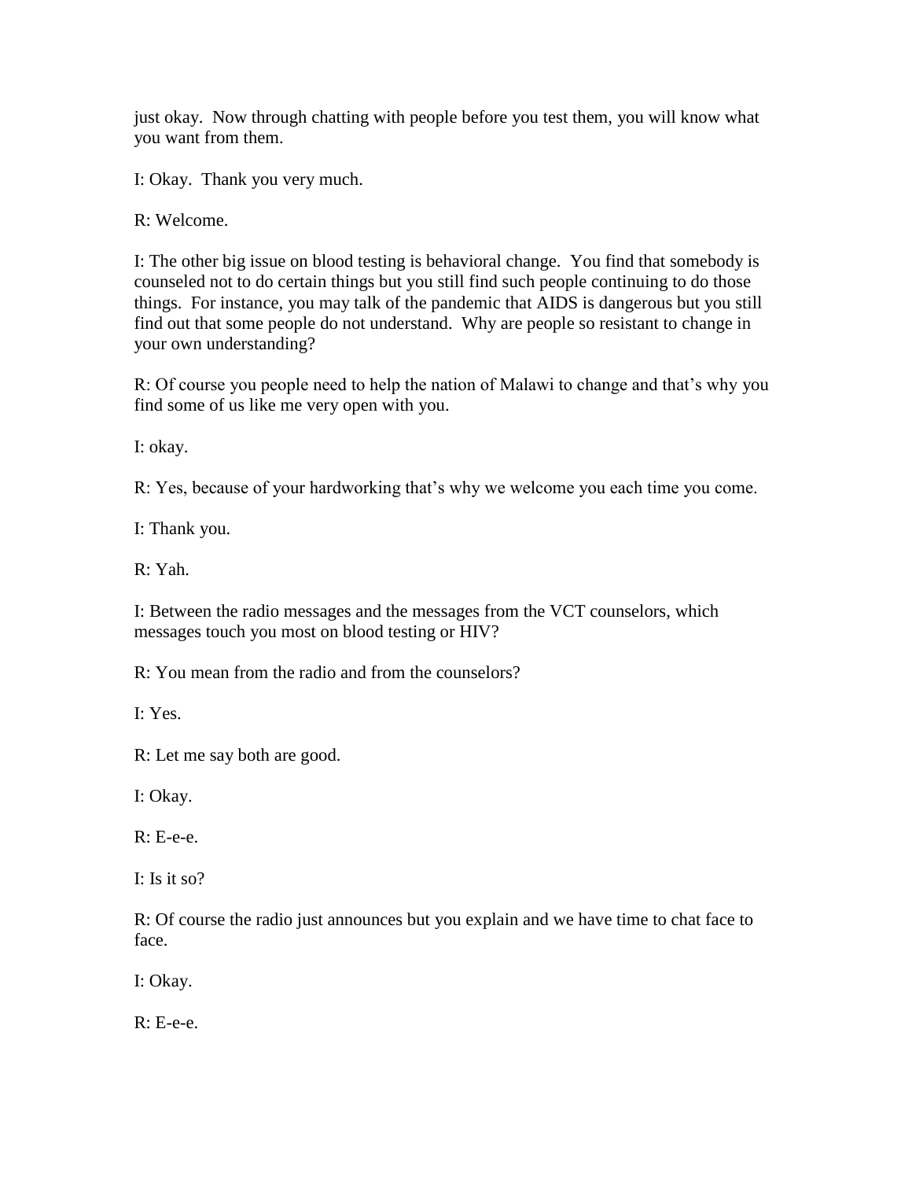just okay. Now through chatting with people before you test them, you will know what you want from them.

I: Okay. Thank you very much.

R: Welcome.

I: The other big issue on blood testing is behavioral change. You find that somebody is counseled not to do certain things but you still find such people continuing to do those things. For instance, you may talk of the pandemic that AIDS is dangerous but you still find out that some people do not understand. Why are people so resistant to change in your own understanding?

R: Of course you people need to help the nation of Malawi to change and that's why you find some of us like me very open with you.

I: okay.

R: Yes, because of your hardworking that's why we welcome you each time you come.

I: Thank you.

R: Yah.

I: Between the radio messages and the messages from the VCT counselors, which messages touch you most on blood testing or HIV?

R: You mean from the radio and from the counselors?

I: Yes.

R: Let me say both are good.

I: Okay.

R: E-e-e.

I: Is it so?

R: Of course the radio just announces but you explain and we have time to chat face to face.

I: Okay.

R: E-e-e.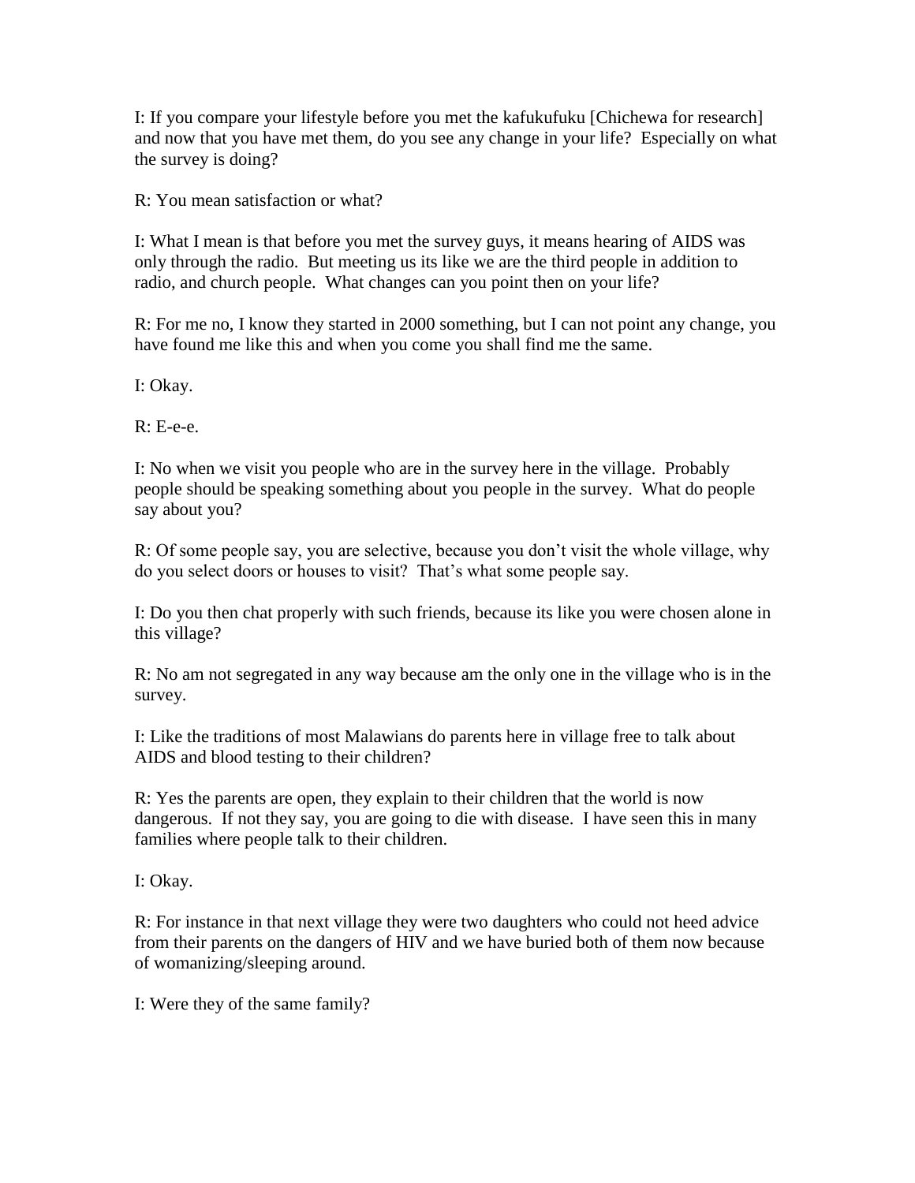I: If you compare your lifestyle before you met the kafukufuku [Chichewa for research] and now that you have met them, do you see any change in your life? Especially on what the survey is doing?

R: You mean satisfaction or what?

I: What I mean is that before you met the survey guys, it means hearing of AIDS was only through the radio. But meeting us its like we are the third people in addition to radio, and church people. What changes can you point then on your life?

R: For me no, I know they started in 2000 something, but I can not point any change, you have found me like this and when you come you shall find me the same.

I: Okay.

R: E-e-e.

I: No when we visit you people who are in the survey here in the village. Probably people should be speaking something about you people in the survey. What do people say about you?

R: Of some people say, you are selective, because you don't visit the whole village, why do you select doors or houses to visit? That's what some people say.

I: Do you then chat properly with such friends, because its like you were chosen alone in this village?

R: No am not segregated in any way because am the only one in the village who is in the survey.

I: Like the traditions of most Malawians do parents here in village free to talk about AIDS and blood testing to their children?

R: Yes the parents are open, they explain to their children that the world is now dangerous. If not they say, you are going to die with disease. I have seen this in many families where people talk to their children.

I: Okay.

R: For instance in that next village they were two daughters who could not heed advice from their parents on the dangers of HIV and we have buried both of them now because of womanizing/sleeping around.

I: Were they of the same family?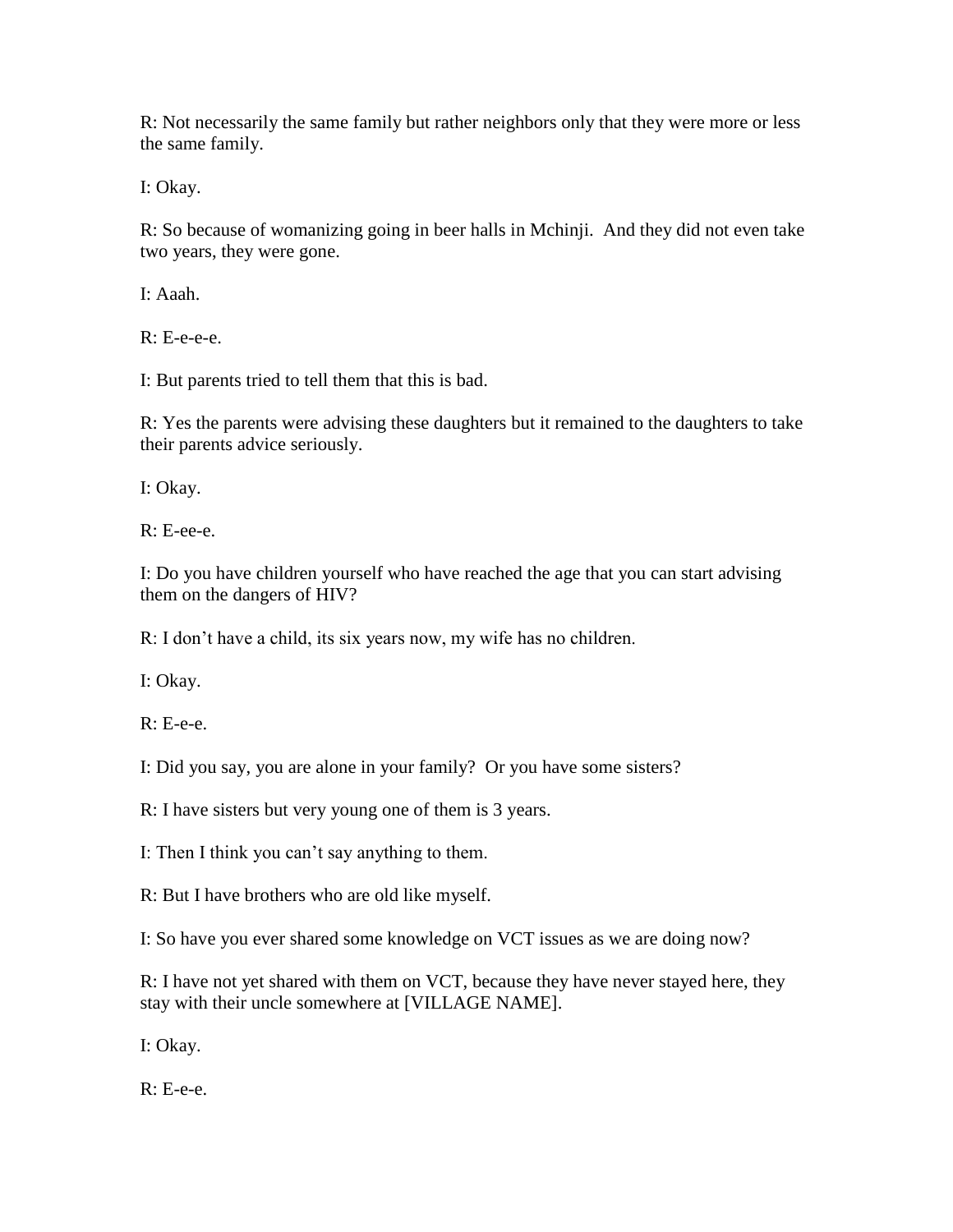R: Not necessarily the same family but rather neighbors only that they were more or less the same family.

I: Okay.

R: So because of womanizing going in beer halls in Mchinji. And they did not even take two years, they were gone.

I: Aaah.

R: E-e-e-e.

I: But parents tried to tell them that this is bad.

R: Yes the parents were advising these daughters but it remained to the daughters to take their parents advice seriously.

I: Okay.

R: E-ee-e.

I: Do you have children yourself who have reached the age that you can start advising them on the dangers of HIV?

R: I don't have a child, its six years now, my wife has no children.

I: Okay.

R: E-e-e.

I: Did you say, you are alone in your family? Or you have some sisters?

R: I have sisters but very young one of them is 3 years.

I: Then I think you can't say anything to them.

R: But I have brothers who are old like myself.

I: So have you ever shared some knowledge on VCT issues as we are doing now?

R: I have not yet shared with them on VCT, because they have never stayed here, they stay with their uncle somewhere at [VILLAGE NAME].

I: Okay.

R: E-e-e.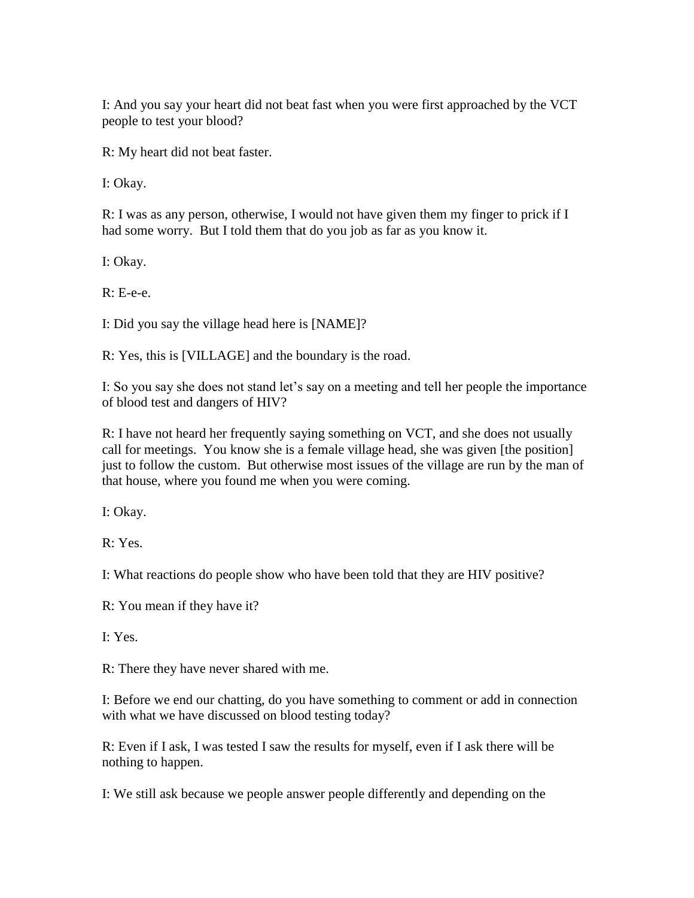I: And you say your heart did not beat fast when you were first approached by the VCT people to test your blood?

R: My heart did not beat faster.

I: Okay.

R: I was as any person, otherwise, I would not have given them my finger to prick if I had some worry. But I told them that do you job as far as you know it.

I: Okay.

R: E-e-e.

I: Did you say the village head here is [NAME]?

R: Yes, this is [VILLAGE] and the boundary is the road.

I: So you say she does not stand let's say on a meeting and tell her people the importance of blood test and dangers of HIV?

R: I have not heard her frequently saying something on VCT, and she does not usually call for meetings. You know she is a female village head, she was given [the position] just to follow the custom. But otherwise most issues of the village are run by the man of that house, where you found me when you were coming.

I: Okay.

R: Yes.

I: What reactions do people show who have been told that they are HIV positive?

R: You mean if they have it?

I: Yes.

R: There they have never shared with me.

I: Before we end our chatting, do you have something to comment or add in connection with what we have discussed on blood testing today?

R: Even if I ask, I was tested I saw the results for myself, even if I ask there will be nothing to happen.

I: We still ask because we people answer people differently and depending on the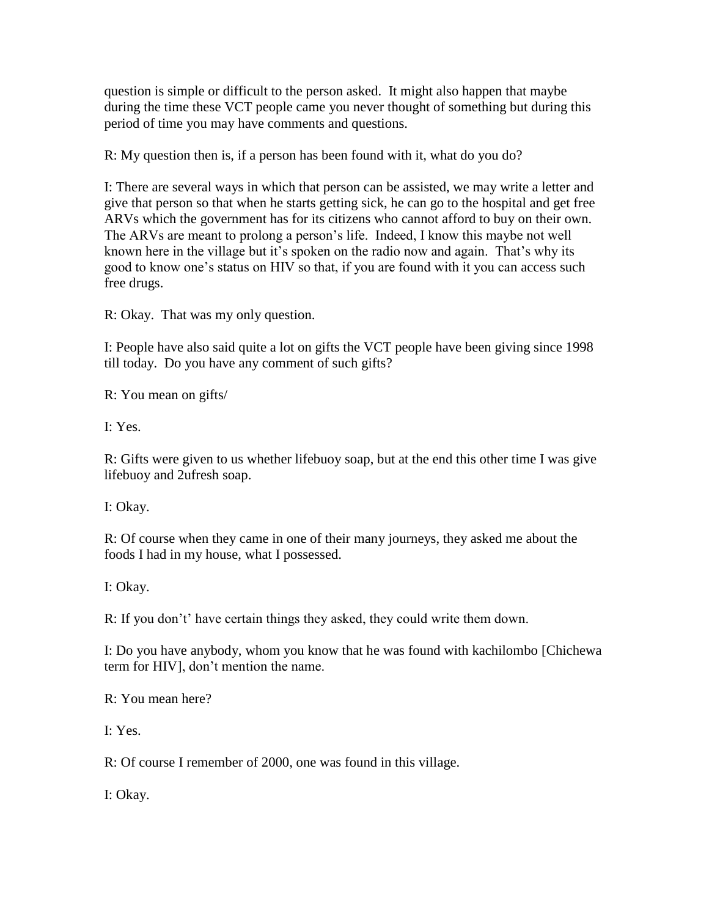question is simple or difficult to the person asked. It might also happen that maybe during the time these VCT people came you never thought of something but during this period of time you may have comments and questions.

R: My question then is, if a person has been found with it, what do you do?

I: There are several ways in which that person can be assisted, we may write a letter and give that person so that when he starts getting sick, he can go to the hospital and get free ARVs which the government has for its citizens who cannot afford to buy on their own. The ARVs are meant to prolong a person's life. Indeed, I know this maybe not well known here in the village but it's spoken on the radio now and again. That's why its good to know one's status on HIV so that, if you are found with it you can access such free drugs.

R: Okay. That was my only question.

I: People have also said quite a lot on gifts the VCT people have been giving since 1998 till today. Do you have any comment of such gifts?

R: You mean on gifts/

I: Yes.

R: Gifts were given to us whether lifebuoy soap, but at the end this other time I was give lifebuoy and 2ufresh soap.

I: Okay.

R: Of course when they came in one of their many journeys, they asked me about the foods I had in my house, what I possessed.

I: Okay.

R: If you don't' have certain things they asked, they could write them down.

I: Do you have anybody, whom you know that he was found with kachilombo [Chichewa term for HIV], don't mention the name.

R: You mean here?

I: Yes.

R: Of course I remember of 2000, one was found in this village.

I: Okay.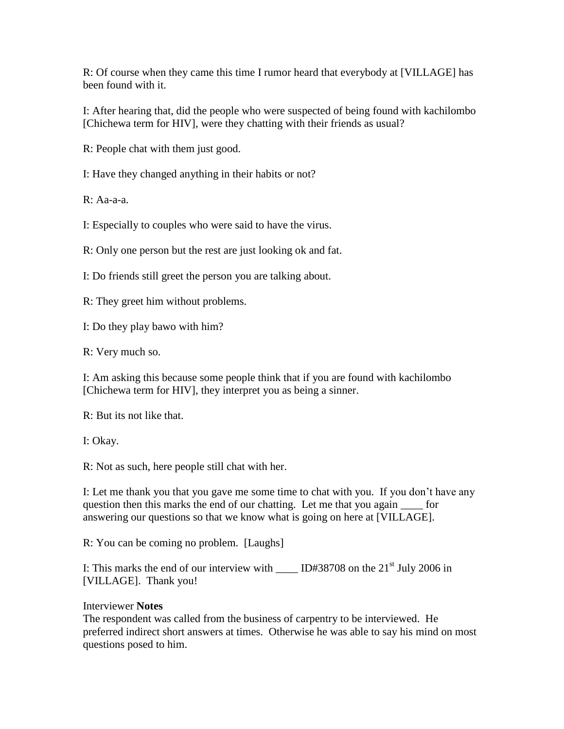R: Of course when they came this time I rumor heard that everybody at [VILLAGE] has been found with it.

I: After hearing that, did the people who were suspected of being found with kachilombo [Chichewa term for HIV], were they chatting with their friends as usual?

R: People chat with them just good.

I: Have they changed anything in their habits or not?

R: Aa-a-a.

I: Especially to couples who were said to have the virus.

R: Only one person but the rest are just looking ok and fat.

I: Do friends still greet the person you are talking about.

R: They greet him without problems.

I: Do they play bawo with him?

R: Very much so.

I: Am asking this because some people think that if you are found with kachilombo [Chichewa term for HIV], they interpret you as being a sinner.

R: But its not like that.

I: Okay.

R: Not as such, here people still chat with her.

I: Let me thank you that you gave me some time to chat with you. If you don't have any question then this marks the end of our chatting. Let me that you again ____ for answering our questions so that we know what is going on here at [VILLAGE].

R: You can be coming no problem. [Laughs]

I: This marks the end of our interview with ____ ID#38708 on the 21st July 2006 in [VILLAGE]. Thank you!

Interviewer **Notes**
The respondent was called from the business of carpentry to be interviewed. He preferred indirect short answers at times. Otherwise he was able to say his mind on most questions posed to him.